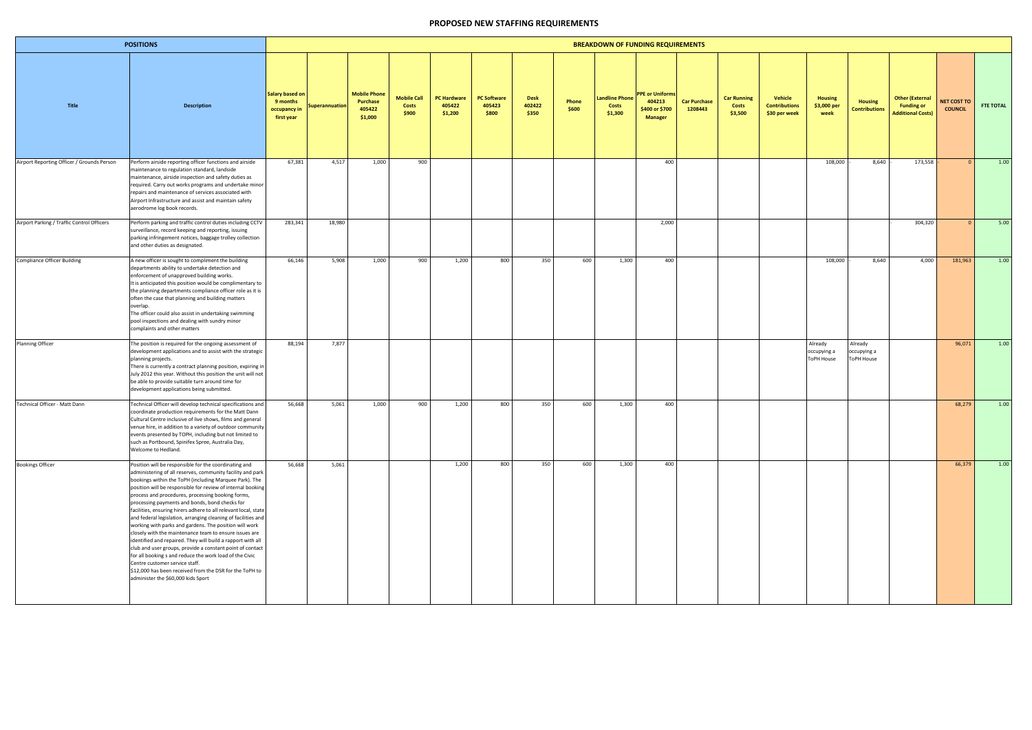# PROPOSED NEW STAFFING REQUIREMENTS

| POSITIONS | | BREAKDOWN OF FUNDING REQUIREMENTS | | | | | | | | | | | | | | | | | |
|---|---|---|---|---|---|---|---|---|---|---|---|---|---|---|---|---|---|---|---|
| **Title** | **Description** | **Salary based on 9 months occupancy in first year** | **Superannuation** | **Mobile Phone Purchase 405422 $1,000** | **Mobile Call Costs $900** | **PC Hardware 405422 $1,200** | **PC Software 405423 $800** | **Desk 402422 $350** | **Phone $600** | **Landline Phone Costs $1,300** | **PPE or Uniforms 404213 $400 or $700 Manager** | **Car Purchase 1208443** | **Car Running Costs $3,500** | **Vehicle Contributions $30 per week** | **Housing $3,000 per week** | **Housing Contributions** | **Other (External Funding or Additional Costs)** | **NET COST TO COUNCIL** | **FTE TOTAL** |
| Airport Reporting Officer / Grounds Person | Perform airside reporting officer functions and airside maintenance to regulation standard, landside maintenance, airside inspection and safety duties as required. Carry out works programs and undertake minor repairs and maintenance of services associated with Airport Infrastructure and assist and maintain safety aerodrome log book records. | 67,381 | 4,517 | 1,000 | 900 | | | | | | 400 | | | | 108,000 | -8,640 | -173,558 | -0 | 1.00 |
| Airport Parking / Traffic Control Officers | Perform parking and traffic control duties including CCTV surveillance, record keeping and reporting, issuing parking infringement notices, baggage trolley collection and other duties as designated. | 283,341 | 18,980 | | | | | | | | 2,000 | | | | | | -304,320 | 0 | 5.00 |
| Compliance Officer Building | A new officer is sought to compliment the building departments ability to undertake detection and enforcement of unapproved building works. It is anticipated this position would be complimentary to the planning departments compliance officer role as it is often the case that planning and building matters overlap. The officer could also assist in undertaking swimming pool inspections and dealing with sundry minor complaints and other matters | 66,146 | 5,908 | 1,000 | 900 | 1,200 | 800 | 350 | 600 | 1,300 | 400 | | | | 108,000 | -8,640 | 4,000 | 181,963 | 1.00 |
| Planning Officer | The position is required for the ongoing assessment of development applications and to assist with the strategic planning projects. There is currently a contract planning position, expiring in July 2012 this year. Without this position the unit will not be able to provide suitable turn around time for development applications being submitted. | 88,194 | 7,877 | | | | | | | | | | | | Already occupying a ToPH House | Already occupying a ToPH House | | 96,071 | 1.00 |
| Technical Officer - Matt Dann | Technical Officer will develop technical specifications and coordinate production requirements for the Matt Dann Cultural Centre inclusive of live shows, films and general venue hire, in addition to a variety of outdoor community events presented by TOPH, including but not limited to such as Portbound, Spinifex Spree, Australia Day, Welcome to Hedland. | 56,668 | 5,061 | 1,000 | 900 | 1,200 | 800 | 350 | 600 | 1,300 | 400 | | | | | | | 68,279 | 1.00 |
| Bookings Officer | Position will be responsible for the coordinating and administering of all reserves, community facility and park bookings within the ToPH (including Marquee Park). The position will be responsible for review of internal booking process and procedures, processing booking forms, processing payments and bonds, bond checks for facilities, ensuring hirers adhere to all relevant local, state and federal legislation, arranging cleaning of facilities and working with parks and gardens. The position will work closely with the maintenance team to ensure issues are identified and repaired. They will build a rapport with all club and user groups, provide a constant point of contact for all booking s and reduce the work load of the Civic Centre customer service staff. $12,000 has been received from the DSR for the ToPH to administer the $60,000 kids Sport | 56,668 | 5,061 | | | 1,200 | 800 | 350 | 600 | 1,300 | 400 | | | | | | | 66,379 | 1.00 |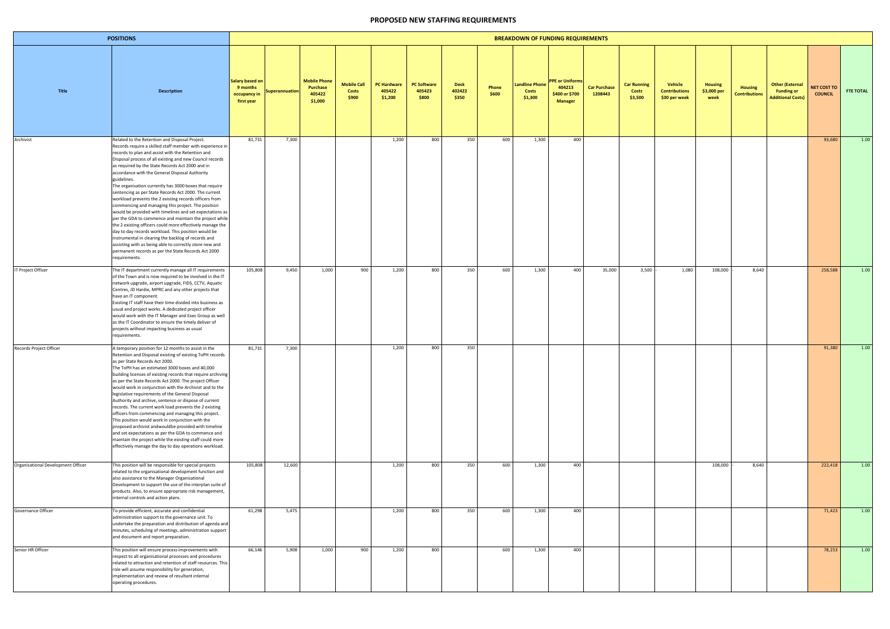# PROPOSED NEW STAFFING REQUIREMENTS

| POSITIONS | | BREAKDOWN OF FUNDING REQUIREMENTS | | | | | | | | | | | | | | | | | |
|---|---|---|---|---|---|---|---|---|---|---|---|---|---|---|---|---|---|---|---|
| Title | Description | Salary based on 9 months occupancy in first year | Superannuation | Mobile Phone Purchase 405422 $1,000 | Mobile Call Costs $900 | PC Hardware 405422 $1,200 | PC Software 405423 $800 | Desk 402422 $350 | Phone $600 | Landline Phone Costs $1,300 | PPE or Uniforms 404213 $400 or $700 Manager | Car Purchase 1208443 | Car Running Costs $3,500 | Vehicle Contributions $30 per week | Housing $3,000 per week | Housing Contributions | Other (External Funding or Additional Costs) | NET COST TO COUNCIL | FTE TOTAL |
| Archivist | Related to the Retention and Disposal Project. Records require a skilled staff member with experience in records to plan and assist with the Retention and Disposal process of all existing and new Council records as required by the State Records Act 2000 and in accordance with the General Disposal Authority guidelines. The organisation currently has 3000 boxes that require sentencing as per State Records Act 2000. The current workload prevents the 2 existing records officers from commencing and managing this project. The position would be provided with timelines and set expectations as per the GDA to commence and maintain the project while the 2 existing officers could more effectively manage the day to day records workload. This position would be instrumental in clearing the backlog of records and assisting with us being able to correctly store new and permanent records as per the State Records Act 2000 requirements. | 81,731 | 7,300 | | | 1,200 | 800 | 350 | 600 | 1,300 | 400 | | | | | | | 93,680 | 1.00 |
| IT Project Officer | The IT department currently manage all IT requirements of the Town and is now required to be involved in the IT network upgrade, airport upgrade, FIDS, CCTV, Aquatic Centres, JD Hardie, MPRC and any other projects that have an IT component. Existing IT staff have their time divided into business as usual and project works. A dedicated project officer would work with the IT Manager and Exec Group as well as the IT Coordinator to ensure the timely deliver of projects without impacting business as usual requirements. | 105,808 | 9,450 | 1,000 | 900 | 1,200 | 800 | 350 | 600 | 1,300 | 400 | 35,000 | 3,500 | -1,080 | 108,000 | -8,640 | | 258,588 | 1.00 |
| Records Project Officer | A temporary position for 12 months to assist in the Retention and Disposal existing of existing ToPH records as per State Records Act 2000. The ToPH has an estimated 3000 boxes and 40,000 building licenses of existing records that require archiving as per the State Records Act 2000. The project Officer would work in conjunction with the Archivist and to the legislative requirements of the General Disposal Authority and archive, sentence or dispose of current records. The current work load prevents the 2 existing officers from commencing and managing this project. This position would work in conjunction with the proposed archivist andwouldbe provided with timeline and set expectations as per the GDA to commence and maintain the project while the existing staff could more effectively manage the day to day operations workload. | 81,731 | 7,300 | | | 1,200 | 800 | 350 | | | | | | | | | | 91,380 | 1.00 |
| Organisational Development Officer | This position will be responsible for special projects related to the organisational development function and also assistance to the Manager Organisational Development to support the use of the interplan suite of products. Also, to ensure appropriate risk management, internal controls and action plans. | 105,808 | 12,600 | | | 1,200 | 800 | 350 | 600 | 1,300 | 400 | | | | 108,000 | -8,640 | | 222,418 | 1.00 |
| Governance Officer | To provide efficient, accurate and confidential administration support to the governance unit. To undertake the preparation and distribution of agenda and minutes, scheduling of meetings, administration support and document and report preparation. | 61,298 | 5,475 | | | 1,200 | 800 | 350 | 600 | 1,300 | 400 | | | | | | | 71,423 | 1.00 |
| Senior HR Officer | This position will ensure process improvements with respect to all organisational processes and procedures related to attraction and retention of staff resources. This role will assume responsibility for generation, implementation and review of resultant internal operating procedures. | 66,146 | 5,908 | 1,000 | 900 | 1,200 | 800 | | 600 | 1,300 | 400 | | | | | | | 78,253 | 1.00 |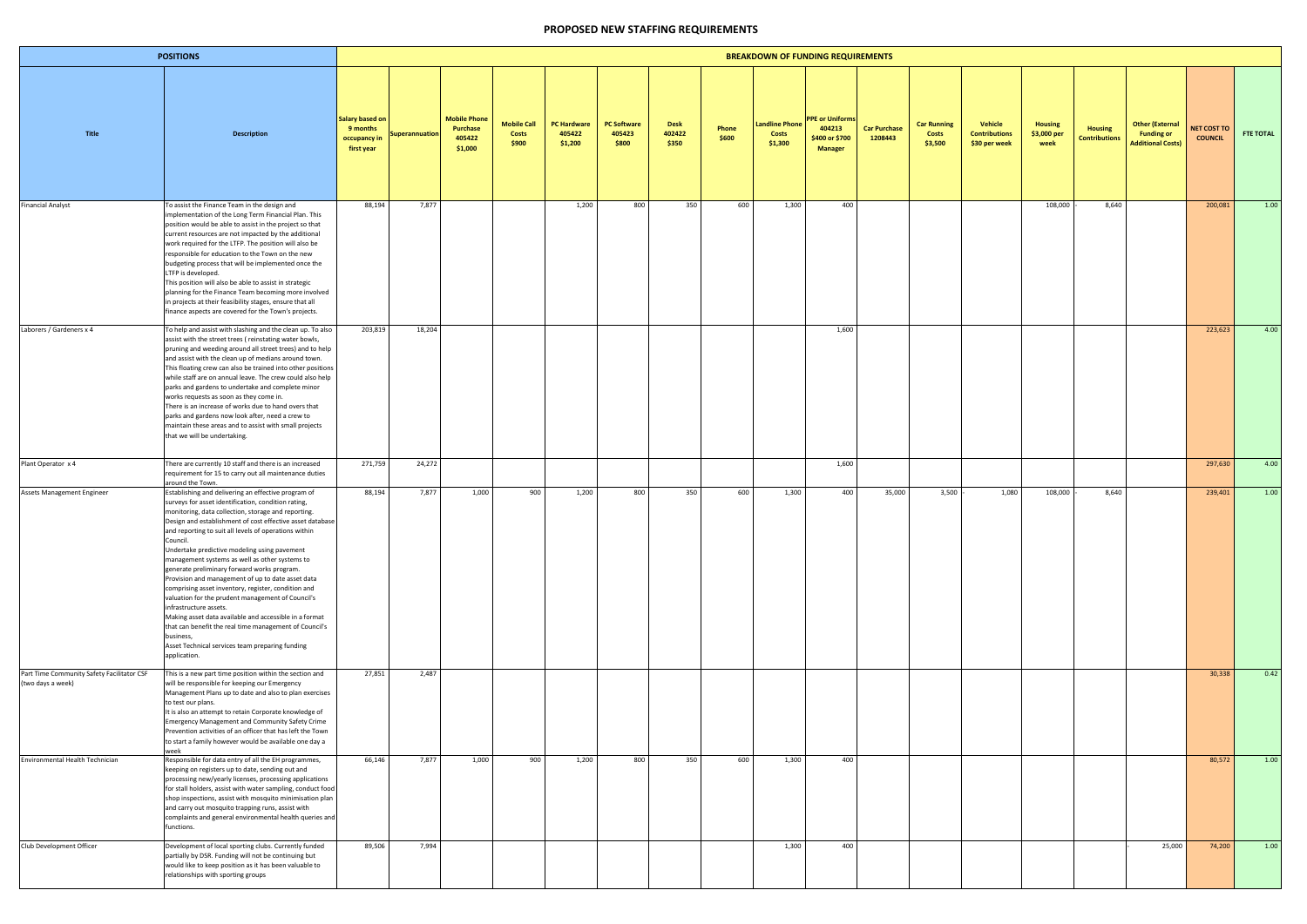# PROPOSED NEW STAFFING REQUIREMENTS

| POSITIONS | | BREAKDOWN OF FUNDING REQUIREMENTS | | | | | | | | | | | | | | | | | |
|---|---|---|---|---|---|---|---|---|---|---|---|---|---|---|---|---|---|---|---|
| Title | Description | Salary based on 9 months occupancy in first year | Superannuation | Mobile Phone Purchase 405422 $1,000 | Mobile Call Costs $900 | PC Hardware 405422 $1,200 | PC Software 405423 $800 | Desk 402422 $350 | Phone $600 | Landline Phone Costs $1,300 | PPE or Uniforms 404213 $400 or $700 Manager | Car Purchase 1208443 | Car Running Costs $3,500 | Vehicle Contributions $30 per week | Housing $3,000 per week | Housing Contributions | Other (External Funding or Additional Costs) | NET COST TO COUNCIL | FTE TOTAL |
| Financial Analyst | To assist the Finance Team in the design and implementation of the Long Term Financial Plan. This position would be able to assist in the project so that current resources are not impacted by the additional work required for the LTFP. The position will also be responsible for education to the Town on the new budgeting process that will be implemented once the LTFP is developed. This position will also be able to assist in strategic planning for the Finance Team becoming more involved in projects at their feasibility stages, ensure that all finance aspects are covered for the Town's projects. | 88,194 | 7,877 | | | 1,200 | 800 | 350 | 600 | 1,300 | 400 | | | | 108,000 | - 8,640 | | 200,081 | 1.00 |
| Laborers / Gardeners x 4 | To help and assist with slashing and the clean up. To also assist with the street trees ( reinstating water bowls, pruning and weeding around all street trees) and to help and assist with the clean up of medians around town. This floating crew can also be trained into other positions while staff are on annual leave. The crew could also help parks and gardens to undertake and complete minor works requests as soon as they come in. There is an increase of works due to hand overs that parks and gardens now look after, need a crew to maintain these areas and to assist with small projects that we will be undertaking. | 203,819 | 18,204 | | | | | | | | 1,600 | | | | | | | 223,623 | 4.00 |
| Plant Operator x 4 | There are currently 10 staff and there is an increased requirement for 15 to carry out all maintenance duties around the Town. | 271,759 | 24,272 | | | | | | | | 1,600 | | | | | | | 297,630 | 4.00 |
| Assets Management Engineer | Establishing and delivering an effective program of surveys for asset identification, condition rating, monitoring, data collection, storage and reporting. Design and establishment of cost effective asset database and reporting to suit all levels of operations within Council. Undertake predictive modeling using pavement management systems as well as other systems to generate preliminary forward works program. Provision and management of up to date asset data comprising asset inventory, register, condition and valuation for the prudent management of Council's infrastructure assets. Making asset data available and accessible in a format that can benefit the real time management of Council's business, Asset Technical services team preparing funding application. | 88,194 | 7,877 | 1,000 | 900 | 1,200 | 800 | 350 | 600 | 1,300 | 400 | 35,000 | 3,500 | - 1,080 | 108,000 | - 8,640 | | 239,401 | 1.00 |
| Part Time Community Safety Facilitator CSF (two days a week) | This is a new part time position within the section and will be responsible for keeping our Emergency Management Plans up to date and also to plan exercises to test our plans. It is also an attempt to retain Corporate knowledge of Emergency Management and Community Safety Crime Prevention activities of an officer that has left the Town to start a family however would be available one day a week | 27,851 | 2,487 | | | | | | | | | | | | | | | 30,338 | 0.42 |
| Environmental Health Technician | Responsible for data entry of all the EH programmes, keeping on registers up to date, sending out and processing new/yearly licenses, processing applications for stall holders, assist with water sampling, conduct food shop inspections, assist with mosquito minimisation plan and carry out mosquito trapping runs, assist with complaints and general environmental health queries and functions. | 66,146 | 7,877 | 1,000 | 900 | 1,200 | 800 | 350 | 600 | 1,300 | 400 | | | | | | | 80,572 | 1.00 |
| Club Development Officer | Development of local sporting clubs. Currently funded partially by DSR. Funding will not be continuing but would like to keep position as it has been valuable to relationships with sporting groups | 89,506 | 7,994 | | | | | | | 1,300 | 400 | | | | | | - 25,000 | 74,200 | 1.00 |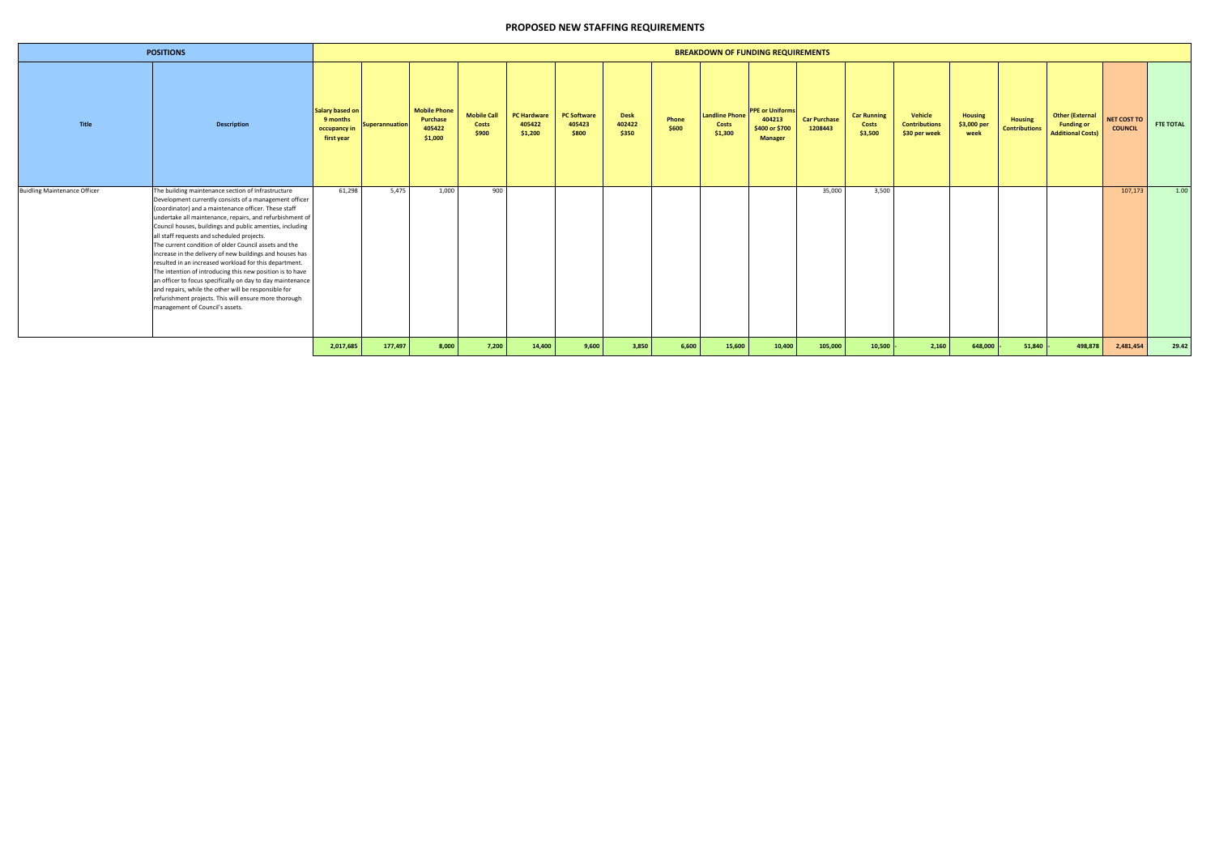# PROPOSED NEW STAFFING REQUIREMENTS

| POSITIONS | | BREAKDOWN OF FUNDING REQUIREMENTS | | | | | | | | | | | | | | | | | |
|---|---|---|---|---|---|---|---|---|---|---|---|---|---|---|---|---|---|---|---|
| Title | Description | Salary based on 9 months occupancy in first year | Superannuation | Mobile Phone Purchase 405422 $1,000 | Mobile Call Costs $900 | PC Hardware 405422 $1,200 | PC Software 405423 $800 | Desk 402422 $350 | Phone $600 | Landline Phone Costs $1,300 | PPE or Uniforms 404213 $400 or $700 Manager | Car Purchase 1208443 | Car Running Costs $3,500 | Vehicle Contributions $30 per week | Housing $3,000 per week | Housing Contributions | Other (External Funding or Additional Costs) | NET COST TO COUNCIL | FTE TOTAL |
| Buidling Maintenance Officer | The building maintenance section of Infrastructure Development currently consists of a management officer (coordinator) and a maintenance officer. These staff undertake all maintenance, repairs, and refurbishment of Council houses, buildings and public amenties, including all staff requests and scheduled projects.<br>The current condition of older Council assets and the increase in the delivery of new buildings and houses has resulted in an increased workload for this department.<br>The intention of introducing this new position is to have an officer to focus specifically on day to day maintenance and repairs, while the other will be responsible for refurbishment projects. This will ensure more thorough management of Council's assets. | 61,298 | 5,475 | 1,000 | 900 | | | | | | | 35,000 | 3,500 | | | | | 107,173 | 1.00 |
| | | 2,017,685 | 177,497 | 8,000 | 7,200 | 14,400 | 9,600 | 3,850 | 6,600 | 15,600 | 10,400 | 105,000 | 10,500 | - 2,160 | 648,000 | - 51,840 | - 498,878 | 2,481,454 | 29.42 |